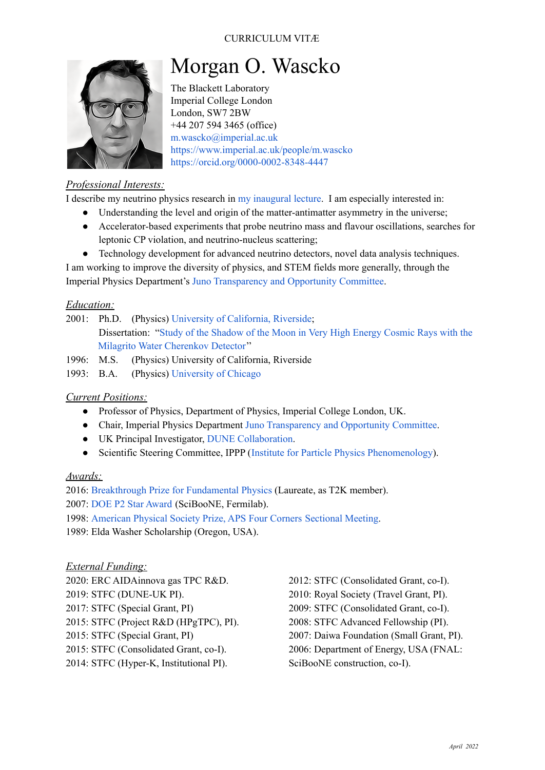CURRICULUM VITÆ

# Morgan O. Wascko

The Blackett Laboratory
Imperial College London
London, SW7 2BW
+44 207 594 3465 (office)
m.wascko@imperial.ac.uk
https://www.imperial.ac.uk/people/m.wascko
https://orcid.org/0000-0002-8348-4447

## *Professional Interests:*

I describe my neutrino physics research in my inaugural lecture. I am especially interested in:

- Understanding the level and origin of the matter-antimatter asymmetry in the universe;
- Accelerator-based experiments that probe neutrino mass and flavour oscillations, searches for leptonic CP violation, and neutrino-nucleus scattering;
- Technology development for advanced neutrino detectors, novel data analysis techniques.

I am working to improve the diversity of physics, and STEM fields more generally, through the Imperial Physics Department's Juno Transparency and Opportunity Committee.

## *Education:*

2001: Ph.D. (Physics) University of California, Riverside;
Dissertation: "Study of the Shadow of the Moon in Very High Energy Cosmic Rays with the Milagrito Water Cherenkov Detector"

1996: M.S. (Physics) University of California, Riverside

1993: B.A. (Physics) University of Chicago

## *Current Positions:*

- Professor of Physics, Department of Physics, Imperial College London, UK.
- Chair, Imperial Physics Department Juno Transparency and Opportunity Committee.
- UK Principal Investigator, DUNE Collaboration.
- Scientific Steering Committee, IPPP (Institute for Particle Physics Phenomenology).

## *Awards:*

2016: Breakthrough Prize for Fundamental Physics (Laureate, as T2K member).
2007: DOE P2 Star Award (SciBooNE, Fermilab).
1998: American Physical Society Prize, APS Four Corners Sectional Meeting.
1989: Elda Washer Scholarship (Oregon, USA).

## *External Funding:*

2020: ERC AIDAinnova gas TPC R&D.
2019: STFC (DUNE-UK PI).
2017: STFC (Special Grant, PI)
2015: STFC (Project R&D (HPgTPC), PI).
2015: STFC (Special Grant, PI)
2015: STFC (Consolidated Grant, co-I).
2014: STFC (Hyper-K, Institutional PI).
2012: STFC (Consolidated Grant, co-I).
2010: Royal Society (Travel Grant, PI).
2009: STFC (Consolidated Grant, co-I).
2008: STFC Advanced Fellowship (PI).
2007: Daiwa Foundation (Small Grant, PI).
2006: Department of Energy, USA (FNAL: SciBooNE construction, co-I).

*April 2022*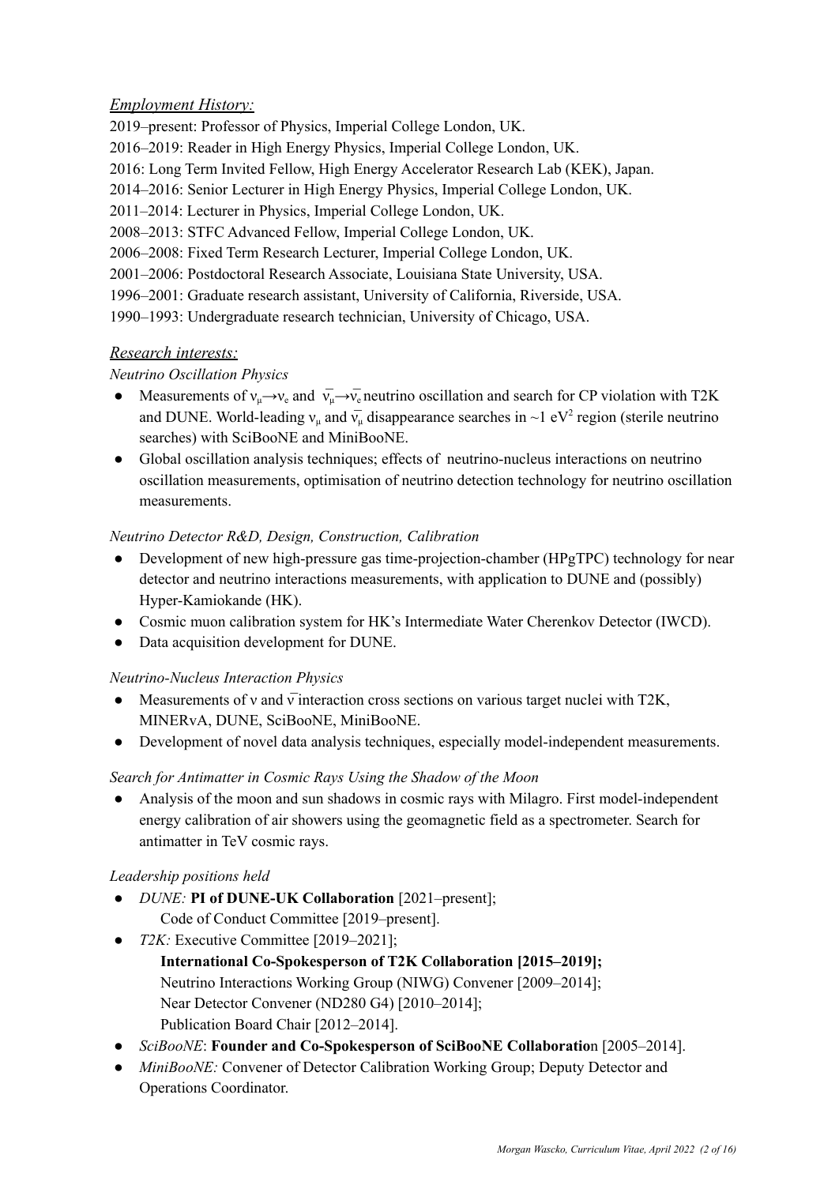## *Employment History:*

2019–present: Professor of Physics, Imperial College London, UK.
2016–2019: Reader in High Energy Physics, Imperial College London, UK.
2016: Long Term Invited Fellow, High Energy Accelerator Research Lab (KEK), Japan.
2014–2016: Senior Lecturer in High Energy Physics, Imperial College London, UK.
2011–2014: Lecturer in Physics, Imperial College London, UK.
2008–2013: STFC Advanced Fellow, Imperial College London, UK.
2006–2008: Fixed Term Research Lecturer, Imperial College London, UK.
2001–2006: Postdoctoral Research Associate, Louisiana State University, USA.
1996–2001: Graduate research assistant, University of California, Riverside, USA.
1990–1993: Undergraduate research technician, University of Chicago, USA.

## *Research interests:*

*Neutrino Oscillation Physics*

- Measurements of $\nu_\mu \rightarrow \nu_e$ and $\overline{\nu}_\mu \rightarrow \overline{\nu}_e$ neutrino oscillation and search for CP violation with T2K and DUNE. World-leading $\nu_\mu$ and $\overline{\nu}_\mu$ disappearance searches in ~1 $eV^2$ region (sterile neutrino searches) with SciBooNE and MiniBooNE.
- Global oscillation analysis techniques; effects of neutrino-nucleus interactions on neutrino oscillation measurements, optimisation of neutrino detection technology for neutrino oscillation measurements.

*Neutrino Detector R&D, Design, Construction, Calibration*

- Development of new high-pressure gas time-projection-chamber (HPgTPC) technology for near detector and neutrino interactions measurements, with application to DUNE and (possibly) Hyper-Kamiokande (HK).
- Cosmic muon calibration system for HK's Intermediate Water Cherenkov Detector (IWCD).
- Data acquisition development for DUNE.

*Neutrino-Nucleus Interaction Physics*

- Measurements of $\nu$ and $\overline{\nu}$ interaction cross sections on various target nuclei with T2K, MINERvA, DUNE, SciBooNE, MiniBooNE.
- Development of novel data analysis techniques, especially model-independent measurements.

*Search for Antimatter in Cosmic Rays Using the Shadow of the Moon*

- Analysis of the moon and sun shadows in cosmic rays with Milagro. First model-independent energy calibration of air showers using the geomagnetic field as a spectrometer. Search for antimatter in TeV cosmic rays.

*Leadership positions held*

- *DUNE:* **PI of DUNE-UK Collaboration** [2021–present];
  Code of Conduct Committee [2019–present].
- *T2K:* Executive Committee [2019–2021];
  **International Co-Spokesperson of T2K Collaboration [2015–2019];**
  Neutrino Interactions Working Group (NIWG) Convener [2009–2014];
  Near Detector Convener (ND280 G4) [2010–2014];
  Publication Board Chair [2012–2014].
- *SciBooNE*: **Founder and Co-Spokesperson of SciBooNE Collaboration** [2005–2014].
- *MiniBooNE:* Convener of Detector Calibration Working Group; Deputy Detector and Operations Coordinator.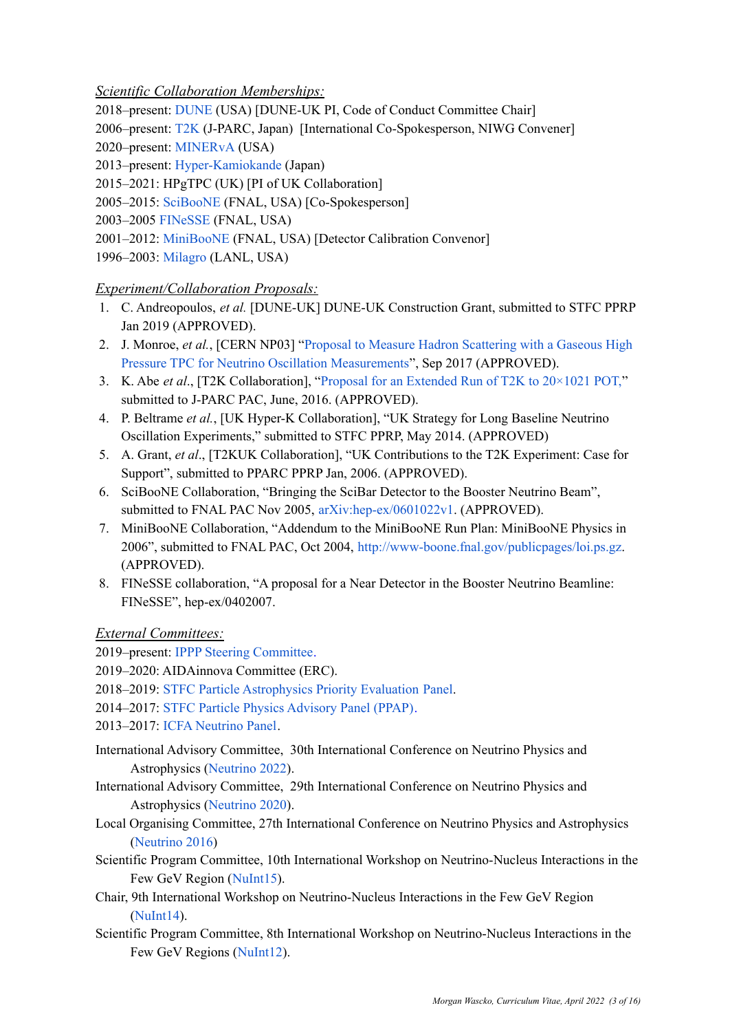*Scientific Collaboration Memberships:*

2018–present: DUNE (USA) [DUNE-UK PI, Code of Conduct Committee Chair]
2006–present: T2K (J-PARC, Japan) [International Co-Spokesperson, NIWG Convener]
2020–present: MINERvA (USA)
2013–present: Hyper-Kamiokande (Japan)
2015–2021: HPgTPC (UK) [PI of UK Collaboration]
2005–2015: SciBooNE (FNAL, USA) [Co-Spokesperson]
2003–2005 FINeSSE (FNAL, USA)
2001–2012: MiniBooNE (FNAL, USA) [Detector Calibration Convenor]
1996–2003: Milagro (LANL, USA)

*Experiment/Collaboration Proposals:*

1. C. Andreopoulos, *et al.* [DUNE-UK] DUNE-UK Construction Grant, submitted to STFC PPRP Jan 2019 (APPROVED).
2. J. Monroe, *et al.*, [CERN NP03] "Proposal to Measure Hadron Scattering with a Gaseous High Pressure TPC for Neutrino Oscillation Measurements", Sep 2017 (APPROVED).
3. K. Abe *et al*., [T2K Collaboration], "Proposal for an Extended Run of T2K to 20×1021 POT," submitted to J-PARC PAC, June, 2016. (APPROVED).
4. P. Beltrame *et al.*, [UK Hyper-K Collaboration], "UK Strategy for Long Baseline Neutrino Oscillation Experiments," submitted to STFC PPRP, May 2014. (APPROVED)
5. A. Grant, *et al*., [T2KUK Collaboration], "UK Contributions to the T2K Experiment: Case for Support", submitted to PPARC PPRP Jan, 2006. (APPROVED).
6. SciBooNE Collaboration, "Bringing the SciBar Detector to the Booster Neutrino Beam", submitted to FNAL PAC Nov 2005, arXiv:hep-ex/0601022v1. (APPROVED).
7. MiniBooNE Collaboration, "Addendum to the MiniBooNE Run Plan: MiniBooNE Physics in 2006", submitted to FNAL PAC, Oct 2004, http://www-boone.fnal.gov/publicpages/loi.ps.gz. (APPROVED).
8. FINeSSE collaboration, "A proposal for a Near Detector in the Booster Neutrino Beamline: FINeSSE", hep-ex/0402007.

*External Committees:*

2019–present: IPPP Steering Committee.
2019–2020: AIDAinnova Committee (ERC).
2018–2019: STFC Particle Astrophysics Priority Evaluation Panel.
2014–2017: STFC Particle Physics Advisory Panel (PPAP).
2013–2017: ICFA Neutrino Panel.

International Advisory Committee, 30th International Conference on Neutrino Physics and Astrophysics (Neutrino 2022).
International Advisory Committee, 29th International Conference on Neutrino Physics and Astrophysics (Neutrino 2020).
Local Organising Committee, 27th International Conference on Neutrino Physics and Astrophysics (Neutrino 2016)
Scientific Program Committee, 10th International Workshop on Neutrino-Nucleus Interactions in the Few GeV Region (NuInt15).
Chair, 9th International Workshop on Neutrino-Nucleus Interactions in the Few GeV Region (NuInt14).
Scientific Program Committee, 8th International Workshop on Neutrino-Nucleus Interactions in the Few GeV Regions (NuInt12).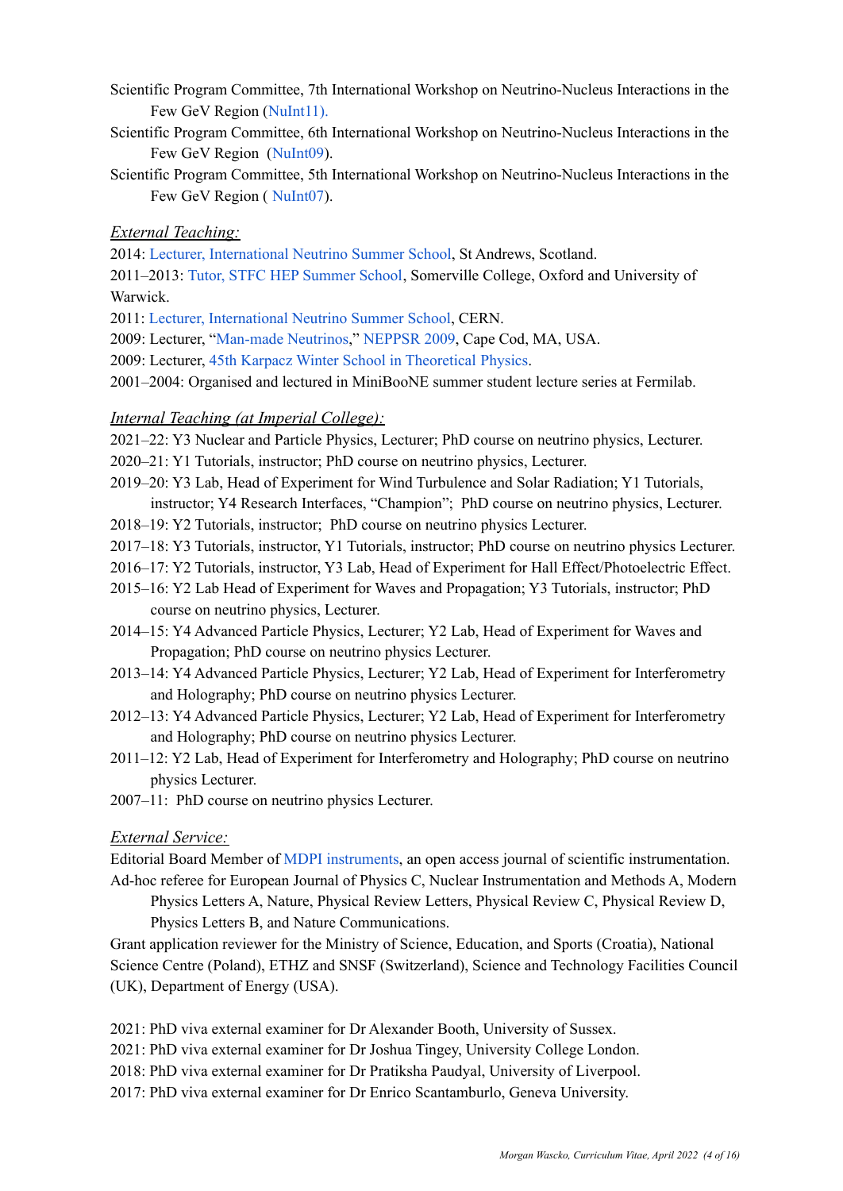Scientific Program Committee, 7th International Workshop on Neutrino-Nucleus Interactions in the Few GeV Region (NuInt11).

Scientific Program Committee, 6th International Workshop on Neutrino-Nucleus Interactions in the Few GeV Region (NuInt09).

Scientific Program Committee, 5th International Workshop on Neutrino-Nucleus Interactions in the Few GeV Region ( NuInt07).

*External Teaching:*

2014: Lecturer, International Neutrino Summer School, St Andrews, Scotland.

2011–2013: Tutor, STFC HEP Summer School, Somerville College, Oxford and University of Warwick.

2011: Lecturer, International Neutrino Summer School, CERN.

2009: Lecturer, "Man-made Neutrinos," NEPPSR 2009, Cape Cod, MA, USA.

2009: Lecturer, 45th Karpacz Winter School in Theoretical Physics.

2001–2004: Organised and lectured in MiniBooNE summer student lecture series at Fermilab.

*Internal Teaching (at Imperial College):*

2021–22: Y3 Nuclear and Particle Physics, Lecturer; PhD course on neutrino physics, Lecturer.

2020–21: Y1 Tutorials, instructor; PhD course on neutrino physics, Lecturer.

2019–20: Y3 Lab, Head of Experiment for Wind Turbulence and Solar Radiation; Y1 Tutorials, instructor; Y4 Research Interfaces, "Champion"; PhD course on neutrino physics, Lecturer.

2018–19: Y2 Tutorials, instructor; PhD course on neutrino physics Lecturer.

2017–18: Y3 Tutorials, instructor, Y1 Tutorials, instructor; PhD course on neutrino physics Lecturer.

2016–17: Y2 Tutorials, instructor, Y3 Lab, Head of Experiment for Hall Effect/Photoelectric Effect.

2015–16: Y2 Lab Head of Experiment for Waves and Propagation; Y3 Tutorials, instructor; PhD course on neutrino physics, Lecturer.

2014–15: Y4 Advanced Particle Physics, Lecturer; Y2 Lab, Head of Experiment for Waves and Propagation; PhD course on neutrino physics Lecturer.

2013–14: Y4 Advanced Particle Physics, Lecturer; Y2 Lab, Head of Experiment for Interferometry and Holography; PhD course on neutrino physics Lecturer.

2012–13: Y4 Advanced Particle Physics, Lecturer; Y2 Lab, Head of Experiment for Interferometry and Holography; PhD course on neutrino physics Lecturer.

2011–12: Y2 Lab, Head of Experiment for Interferometry and Holography; PhD course on neutrino physics Lecturer.

2007–11: PhD course on neutrino physics Lecturer.

*External Service:*

Editorial Board Member of MDPI instruments, an open access journal of scientific instrumentation.

Ad-hoc referee for European Journal of Physics C, Nuclear Instrumentation and Methods A, Modern Physics Letters A, Nature, Physical Review Letters, Physical Review C, Physical Review D, Physics Letters B, and Nature Communications.

Grant application reviewer for the Ministry of Science, Education, and Sports (Croatia), National Science Centre (Poland), ETHZ and SNSF (Switzerland), Science and Technology Facilities Council (UK), Department of Energy (USA).

2021: PhD viva external examiner for Dr Alexander Booth, University of Sussex.

2021: PhD viva external examiner for Dr Joshua Tingey, University College London.

2018: PhD viva external examiner for Dr Pratiksha Paudyal, University of Liverpool.

2017: PhD viva external examiner for Dr Enrico Scantamburlo, Geneva University.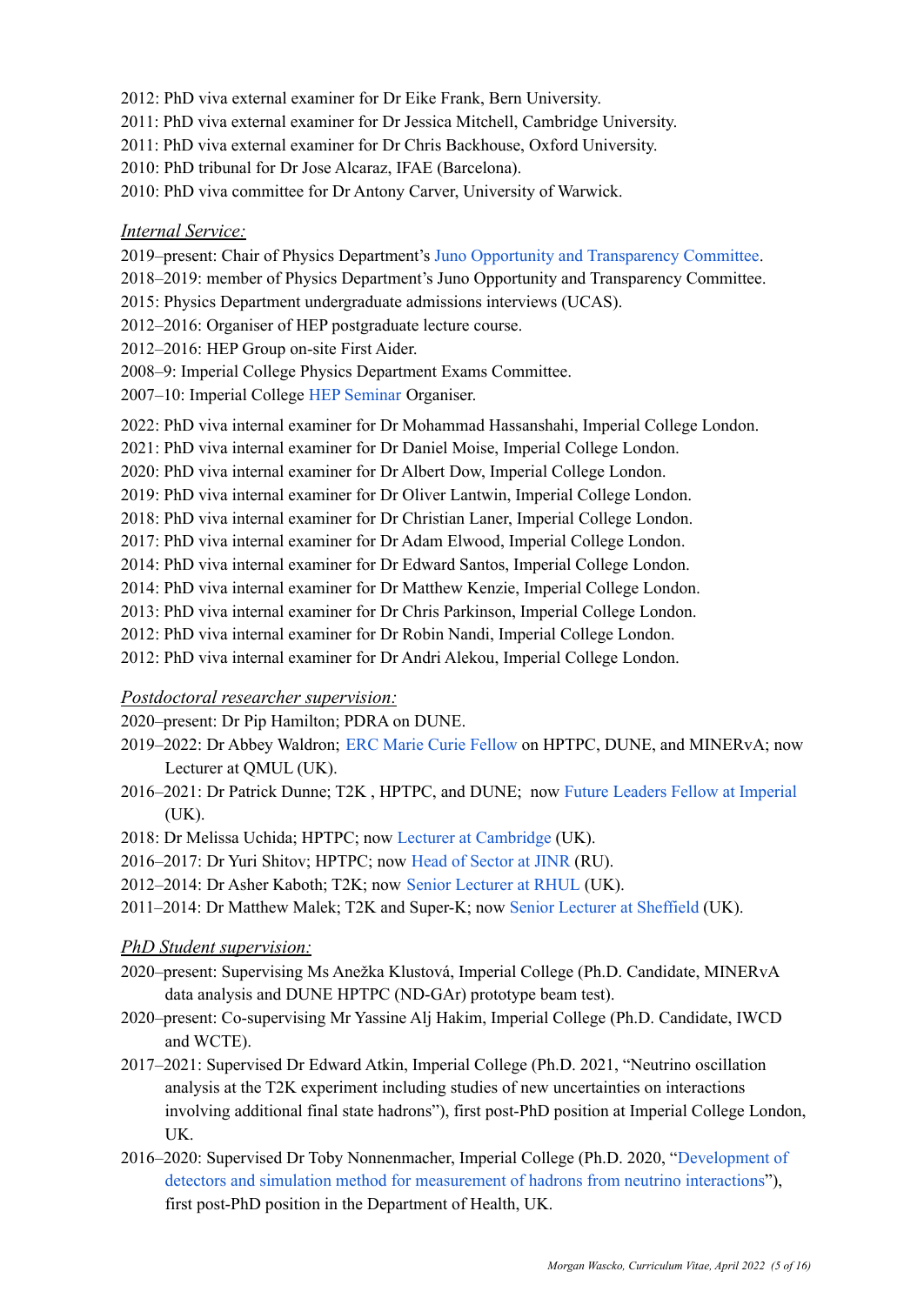2012: PhD viva external examiner for Dr Eike Frank, Bern University.
2011: PhD viva external examiner for Dr Jessica Mitchell, Cambridge University.
2011: PhD viva external examiner for Dr Chris Backhouse, Oxford University.
2010: PhD tribunal for Dr Jose Alcaraz, IFAE (Barcelona).
2010: PhD viva committee for Dr Antony Carver, University of Warwick.

*Internal Service:*

2019–present: Chair of Physics Department's Juno Opportunity and Transparency Committee.
2018–2019: member of Physics Department's Juno Opportunity and Transparency Committee.
2015: Physics Department undergraduate admissions interviews (UCAS).
2012–2016: Organiser of HEP postgraduate lecture course.
2012–2016: HEP Group on-site First Aider.
2008–9: Imperial College Physics Department Exams Committee.
2007–10: Imperial College HEP Seminar Organiser.

2022: PhD viva internal examiner for Dr Mohammad Hassanshahi, Imperial College London.
2021: PhD viva internal examiner for Dr Daniel Moise, Imperial College London.
2020: PhD viva internal examiner for Dr Albert Dow, Imperial College London.
2019: PhD viva internal examiner for Dr Oliver Lantwin, Imperial College London.
2018: PhD viva internal examiner for Dr Christian Laner, Imperial College London.
2017: PhD viva internal examiner for Dr Adam Elwood, Imperial College London.
2014: PhD viva internal examiner for Dr Edward Santos, Imperial College London.
2014: PhD viva internal examiner for Dr Matthew Kenzie, Imperial College London.
2013: PhD viva internal examiner for Dr Chris Parkinson, Imperial College London.
2012: PhD viva internal examiner for Dr Robin Nandi, Imperial College London.
2012: PhD viva internal examiner for Dr Andri Alekou, Imperial College London.

*Postdoctoral researcher supervision:*

2020–present: Dr Pip Hamilton; PDRA on DUNE.
2019–2022: Dr Abbey Waldron; ERC Marie Curie Fellow on HPTPC, DUNE, and MINERvA; now Lecturer at QMUL (UK).
2016–2021: Dr Patrick Dunne; T2K , HPTPC, and DUNE; now Future Leaders Fellow at Imperial (UK).
2018: Dr Melissa Uchida; HPTPC; now Lecturer at Cambridge (UK).
2016–2017: Dr Yuri Shitov; HPTPC; now Head of Sector at JINR (RU).
2012–2014: Dr Asher Kaboth; T2K; now Senior Lecturer at RHUL (UK).
2011–2014: Dr Matthew Malek; T2K and Super-K; now Senior Lecturer at Sheffield (UK).

*PhD Student supervision:*

2020–present: Supervising Ms Anežka Klustová, Imperial College (Ph.D. Candidate, MINERvA data analysis and DUNE HPTPC (ND-GAr) prototype beam test).
2020–present: Co-supervising Mr Yassine Alj Hakim, Imperial College (Ph.D. Candidate, IWCD and WCTE).
2017–2021: Supervised Dr Edward Atkin, Imperial College (Ph.D. 2021, "Neutrino oscillation analysis at the T2K experiment including studies of new uncertainties on interactions involving additional final state hadrons"), first post-PhD position at Imperial College London, UK.
2016–2020: Supervised Dr Toby Nonnenmacher, Imperial College (Ph.D. 2020, "Development of detectors and simulation method for measurement of hadrons from neutrino interactions"), first post-PhD position in the Department of Health, UK.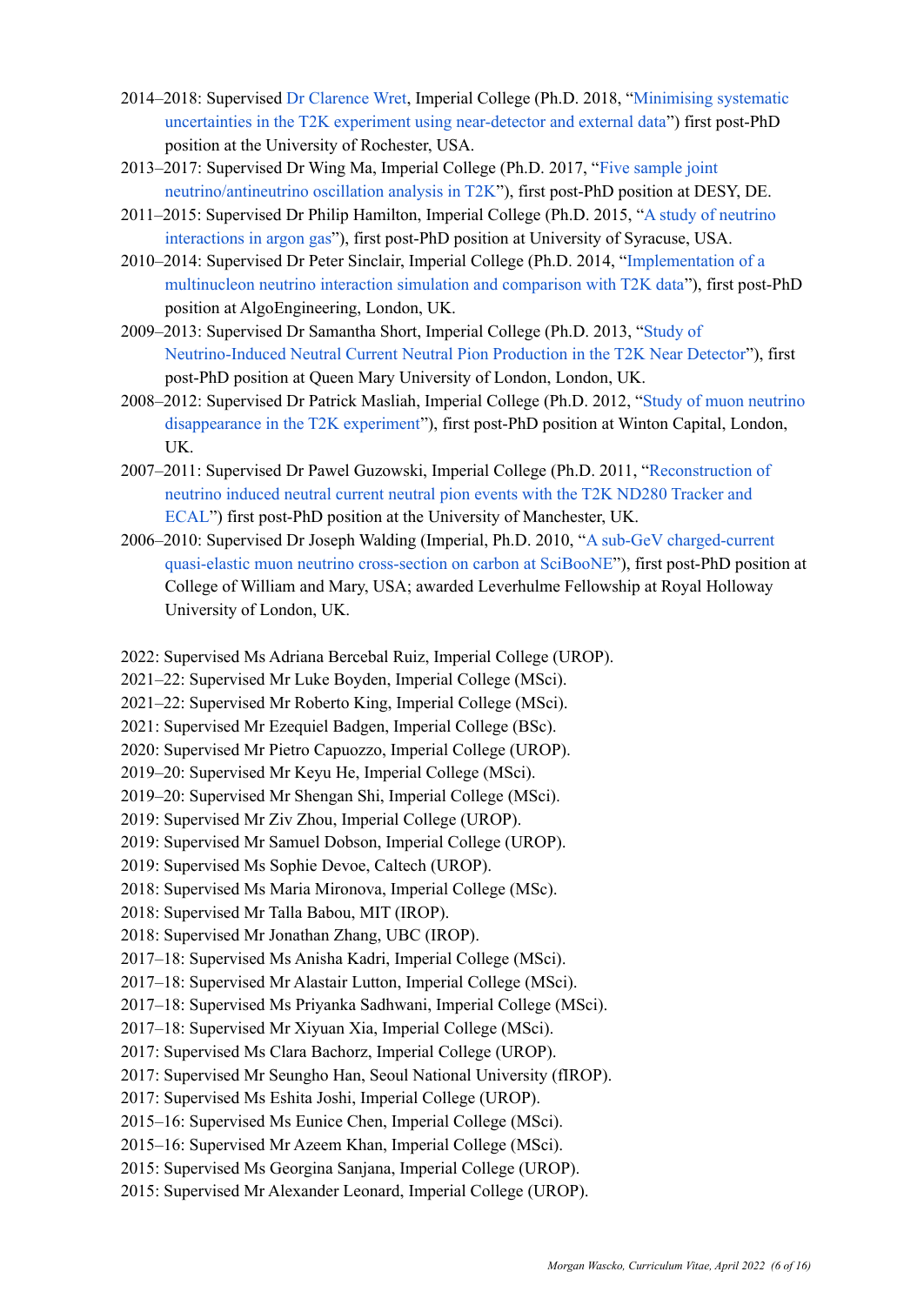- 2014–2018: Supervised Dr Clarence Wret, Imperial College (Ph.D. 2018, "Minimising systematic uncertainties in the T2K experiment using near-detector and external data") first post-PhD position at the University of Rochester, USA.
- 2013–2017: Supervised Dr Wing Ma, Imperial College (Ph.D. 2017, "Five sample joint neutrino/antineutrino oscillation analysis in T2K"), first post-PhD position at DESY, DE.
- 2011–2015: Supervised Dr Philip Hamilton, Imperial College (Ph.D. 2015, "A study of neutrino interactions in argon gas"), first post-PhD position at University of Syracuse, USA.
- 2010–2014: Supervised Dr Peter Sinclair, Imperial College (Ph.D. 2014, "Implementation of a multinucleon neutrino interaction simulation and comparison with T2K data"), first post-PhD position at AlgoEngineering, London, UK.
- 2009–2013: Supervised Dr Samantha Short, Imperial College (Ph.D. 2013, "Study of Neutrino-Induced Neutral Current Neutral Pion Production in the T2K Near Detector"), first post-PhD position at Queen Mary University of London, London, UK.
- 2008–2012: Supervised Dr Patrick Masliah, Imperial College (Ph.D. 2012, "Study of muon neutrino disappearance in the T2K experiment"), first post-PhD position at Winton Capital, London, UK.
- 2007–2011: Supervised Dr Pawel Guzowski, Imperial College (Ph.D. 2011, "Reconstruction of neutrino induced neutral current neutral pion events with the T2K ND280 Tracker and ECAL") first post-PhD position at the University of Manchester, UK.
- 2006–2010: Supervised Dr Joseph Walding (Imperial, Ph.D. 2010, "A sub-GeV charged-current quasi-elastic muon neutrino cross-section on carbon at SciBooNE"), first post-PhD position at College of William and Mary, USA; awarded Leverhulme Fellowship at Royal Holloway University of London, UK.

- 2022: Supervised Ms Adriana Bercebal Ruiz, Imperial College (UROP).
- 2021–22: Supervised Mr Luke Boyden, Imperial College (MSci).
- 2021–22: Supervised Mr Roberto King, Imperial College (MSci).
- 2021: Supervised Mr Ezequiel Badgen, Imperial College (BSc).
- 2020: Supervised Mr Pietro Capuozzo, Imperial College (UROP).
- 2019–20: Supervised Mr Keyu He, Imperial College (MSci).
- 2019–20: Supervised Mr Shengan Shi, Imperial College (MSci).
- 2019: Supervised Mr Ziv Zhou, Imperial College (UROP).
- 2019: Supervised Mr Samuel Dobson, Imperial College (UROP).
- 2019: Supervised Ms Sophie Devoe, Caltech (UROP).
- 2018: Supervised Ms Maria Mironova, Imperial College (MSc).
- 2018: Supervised Mr Talla Babou, MIT (IROP).
- 2018: Supervised Mr Jonathan Zhang, UBC (IROP).
- 2017–18: Supervised Ms Anisha Kadri, Imperial College (MSci).
- 2017–18: Supervised Mr Alastair Lutton, Imperial College (MSci).
- 2017–18: Supervised Ms Priyanka Sadhwani, Imperial College (MSci).
- 2017–18: Supervised Mr Xiyuan Xia, Imperial College (MSci).
- 2017: Supervised Ms Clara Bachorz, Imperial College (UROP).
- 2017: Supervised Mr Seungho Han, Seoul National University (fIROP).
- 2017: Supervised Ms Eshita Joshi, Imperial College (UROP).
- 2015–16: Supervised Ms Eunice Chen, Imperial College (MSci).
- 2015–16: Supervised Mr Azeem Khan, Imperial College (MSci).
- 2015: Supervised Ms Georgina Sanjana, Imperial College (UROP).
- 2015: Supervised Mr Alexander Leonard, Imperial College (UROP).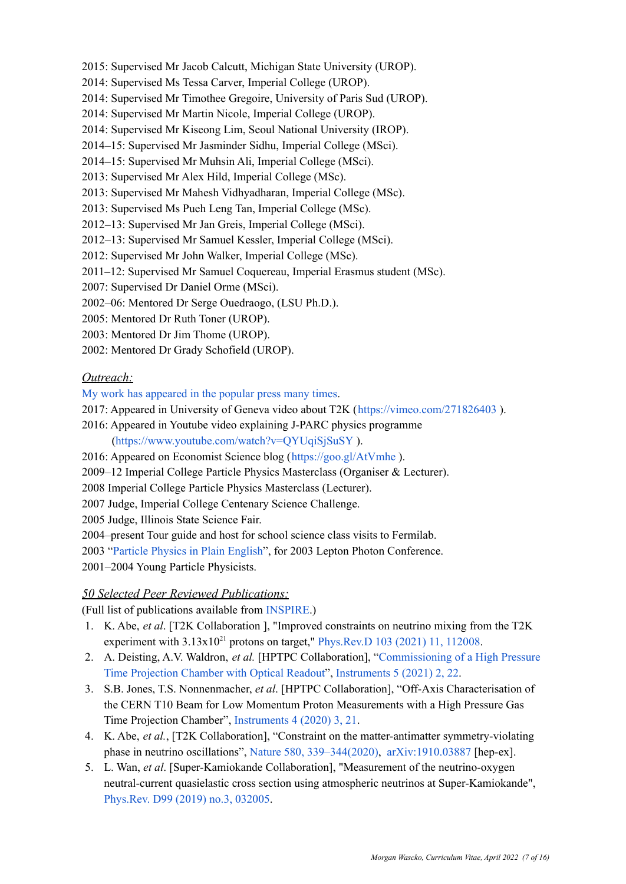2015: Supervised Mr Jacob Calcutt, Michigan State University (UROP).
2014: Supervised Ms Tessa Carver, Imperial College (UROP).
2014: Supervised Mr Timothee Gregoire, University of Paris Sud (UROP).
2014: Supervised Mr Martin Nicole, Imperial College (UROP).
2014: Supervised Mr Kiseong Lim, Seoul National University (IROP).
2014–15: Supervised Mr Jasminder Sidhu, Imperial College (MSci).
2014–15: Supervised Mr Muhsin Ali, Imperial College (MSci).
2013: Supervised Mr Alex Hild, Imperial College (MSc).
2013: Supervised Mr Mahesh Vidhyadharan, Imperial College (MSc).
2013: Supervised Ms Pueh Leng Tan, Imperial College (MSc).
2012–13: Supervised Mr Jan Greis, Imperial College (MSci).
2012–13: Supervised Mr Samuel Kessler, Imperial College (MSci).
2012: Supervised Mr John Walker, Imperial College (MSc).
2011–12: Supervised Mr Samuel Coquereau, Imperial Erasmus student (MSc).
2007: Supervised Dr Daniel Orme (MSci).
2002–06: Mentored Dr Serge Ouedraogo, (LSU Ph.D.).
2005: Mentored Dr Ruth Toner (UROP).
2003: Mentored Dr Jim Thome (UROP).
2002: Mentored Dr Grady Schofield (UROP).

*Outreach:*

My work has appeared in the popular press many times.
2017: Appeared in University of Geneva video about T2K (https://vimeo.com/271826403 ).
2016: Appeared in Youtube video explaining J-PARC physics programme (https://www.youtube.com/watch?v=QYUqiSjSuSY ).
2016: Appeared on Economist Science blog (https://goo.gl/AtVmhe ).
2009–12 Imperial College Particle Physics Masterclass (Organiser & Lecturer).
2008 Imperial College Particle Physics Masterclass (Lecturer).
2007 Judge, Imperial College Centenary Science Challenge.
2005 Judge, Illinois State Science Fair.
2004–present Tour guide and host for school science class visits to Fermilab.
2003 "Particle Physics in Plain English", for 2003 Lepton Photon Conference.
2001–2004 Young Particle Physicists.

*50 Selected Peer Reviewed Publications:*

(Full list of publications available from INSPIRE.)

1. K. Abe, *et al*. [T2K Collaboration ], "Improved constraints on neutrino mixing from the T2K experiment with $3.13 \times 10^{21}$ protons on target," Phys.Rev.D 103 (2021) 11, 112008.
2. A. Deisting, A.V. Waldron, *et al.* [HPTPC Collaboration], "Commissioning of a High Pressure Time Projection Chamber with Optical Readout", Instruments 5 (2021) 2, 22.
3. S.B. Jones, T.S. Nonnenmacher, *et al*. [HPTPC Collaboration], "Off-Axis Characterisation of the CERN T10 Beam for Low Momentum Proton Measurements with a High Pressure Gas Time Projection Chamber", Instruments 4 (2020) 3, 21.
4. K. Abe, *et al.*, [T2K Collaboration], "Constraint on the matter-antimatter symmetry-violating phase in neutrino oscillations", Nature 580, 339–344(2020), arXiv:1910.03887 [hep-ex].
5. L. Wan, *et al*. [Super-Kamiokande Collaboration], "Measurement of the neutrino-oxygen neutral-current quasielastic cross section using atmospheric neutrinos at Super-Kamiokande", Phys.Rev. D99 (2019) no.3, 032005.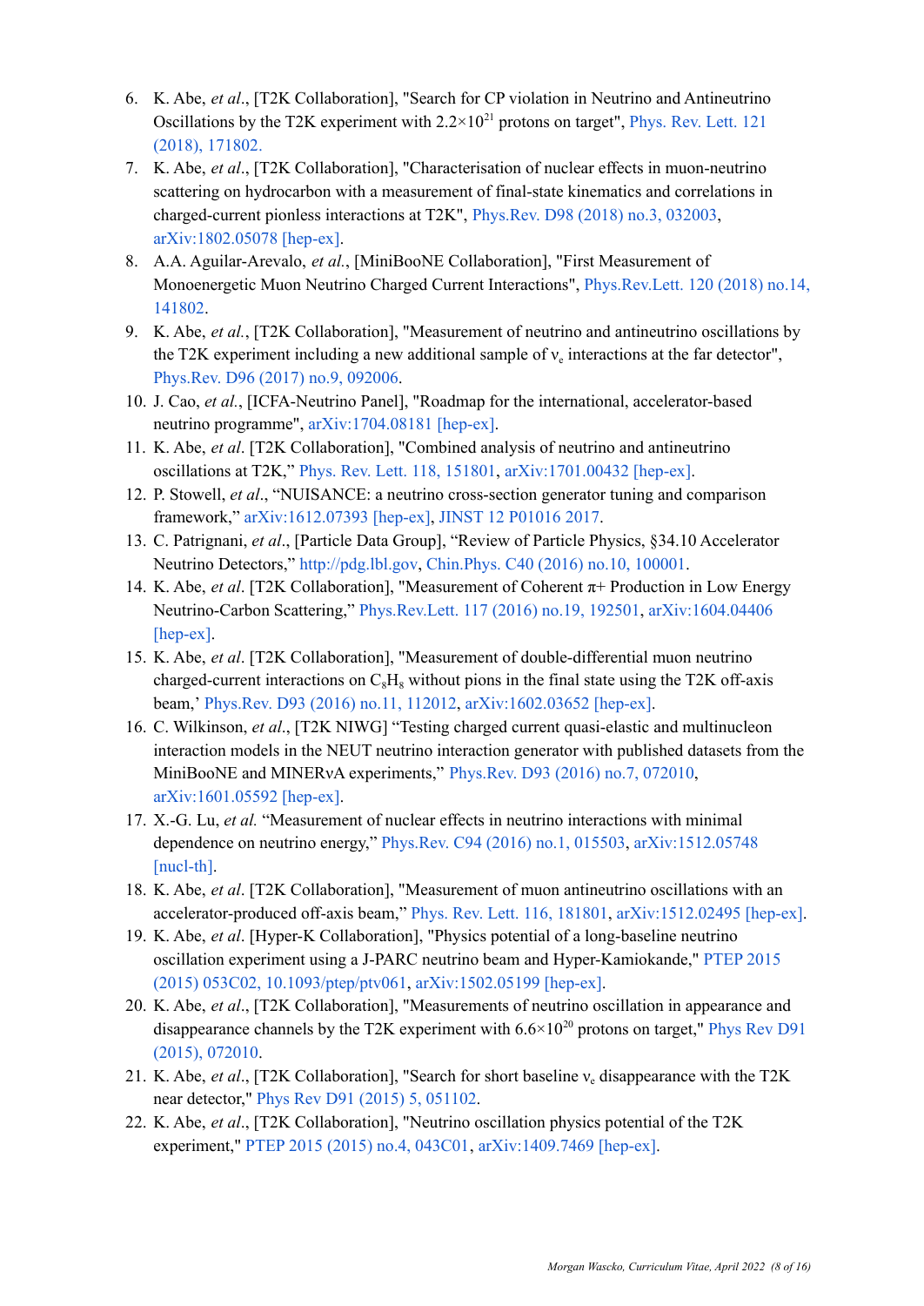6. K. Abe, *et al*., [T2K Collaboration], "Search for CP violation in Neutrino and Antineutrino Oscillations by the T2K experiment with $2.2\times10^{21}$ protons on target", Phys. Rev. Lett. 121 (2018), 171802.
7. K. Abe, *et al*., [T2K Collaboration], "Characterisation of nuclear effects in muon-neutrino scattering on hydrocarbon with a measurement of final-state kinematics and correlations in charged-current pionless interactions at T2K", Phys.Rev. D98 (2018) no.3, 032003, arXiv:1802.05078 [hep-ex].
8. A.A. Aguilar-Arevalo, *et al*., [MiniBooNE Collaboration], "First Measurement of Monoenergetic Muon Neutrino Charged Current Interactions", Phys.Rev.Lett. 120 (2018) no.14, 141802.
9. K. Abe, *et al*., [T2K Collaboration], "Measurement of neutrino and antineutrino oscillations by the T2K experiment including a new additional sample of $\nu_e$ interactions at the far detector", Phys.Rev. D96 (2017) no.9, 092006.
10. J. Cao, *et al*., [ICFA-Neutrino Panel], "Roadmap for the international, accelerator-based neutrino programme", arXiv:1704.08181 [hep-ex].
11. K. Abe, *et al*. [T2K Collaboration], "Combined analysis of neutrino and antineutrino oscillations at T2K," Phys. Rev. Lett. 118, 151801, arXiv:1701.00432 [hep-ex].
12. P. Stowell, *et al*., "NUISANCE: a neutrino cross-section generator tuning and comparison framework," arXiv:1612.07393 [hep-ex], JINST 12 P01016 2017.
13. C. Patrignani, *et al*., [Particle Data Group], "Review of Particle Physics, §34.10 Accelerator Neutrino Detectors," http://pdg.lbl.gov, Chin.Phys. C40 (2016) no.10, 100001.
14. K. Abe, *et al*. [T2K Collaboration], "Measurement of Coherent $\pi+$ Production in Low Energy Neutrino-Carbon Scattering," Phys.Rev.Lett. 117 (2016) no.19, 192501, arXiv:1604.04406 [hep-ex].
15. K. Abe, *et al*. [T2K Collaboration], "Measurement of double-differential muon neutrino charged-current interactions on $C_8H_8$ without pions in the final state using the T2K off-axis beam,' Phys.Rev. D93 (2016) no.11, 112012, arXiv:1602.03652 [hep-ex].
16. C. Wilkinson, *et al*., [T2K NIWG] "Testing charged current quasi-elastic and multinucleon interaction models in the NEUT neutrino interaction generator with published datasets from the MiniBooNE and MINERvA experiments," Phys.Rev. D93 (2016) no.7, 072010, arXiv:1601.05592 [hep-ex].
17. X.-G. Lu, *et al.* "Measurement of nuclear effects in neutrino interactions with minimal dependence on neutrino energy," Phys.Rev. C94 (2016) no.1, 015503, arXiv:1512.05748 [nucl-th].
18. K. Abe, *et al*. [T2K Collaboration], "Measurement of muon antineutrino oscillations with an accelerator-produced off-axis beam," Phys. Rev. Lett. 116, 181801, arXiv:1512.02495 [hep-ex].
19. K. Abe, *et al*. [Hyper-K Collaboration], "Physics potential of a long-baseline neutrino oscillation experiment using a J-PARC neutrino beam and Hyper-Kamiokande," PTEP 2015 (2015) 053C02, 10.1093/ptep/ptv061, arXiv:1502.05199 [hep-ex].
20. K. Abe, *et al*., [T2K Collaboration], "Measurements of neutrino oscillation in appearance and disappearance channels by the T2K experiment with $6.6\times10^{20}$ protons on target," Phys Rev D91 (2015), 072010.
21. K. Abe, *et al*., [T2K Collaboration], "Search for short baseline $\nu_e$ disappearance with the T2K near detector," Phys Rev D91 (2015) 5, 051102.
22. K. Abe, *et al*., [T2K Collaboration], "Neutrino oscillation physics potential of the T2K experiment," PTEP 2015 (2015) no.4, 043C01, arXiv:1409.7469 [hep-ex].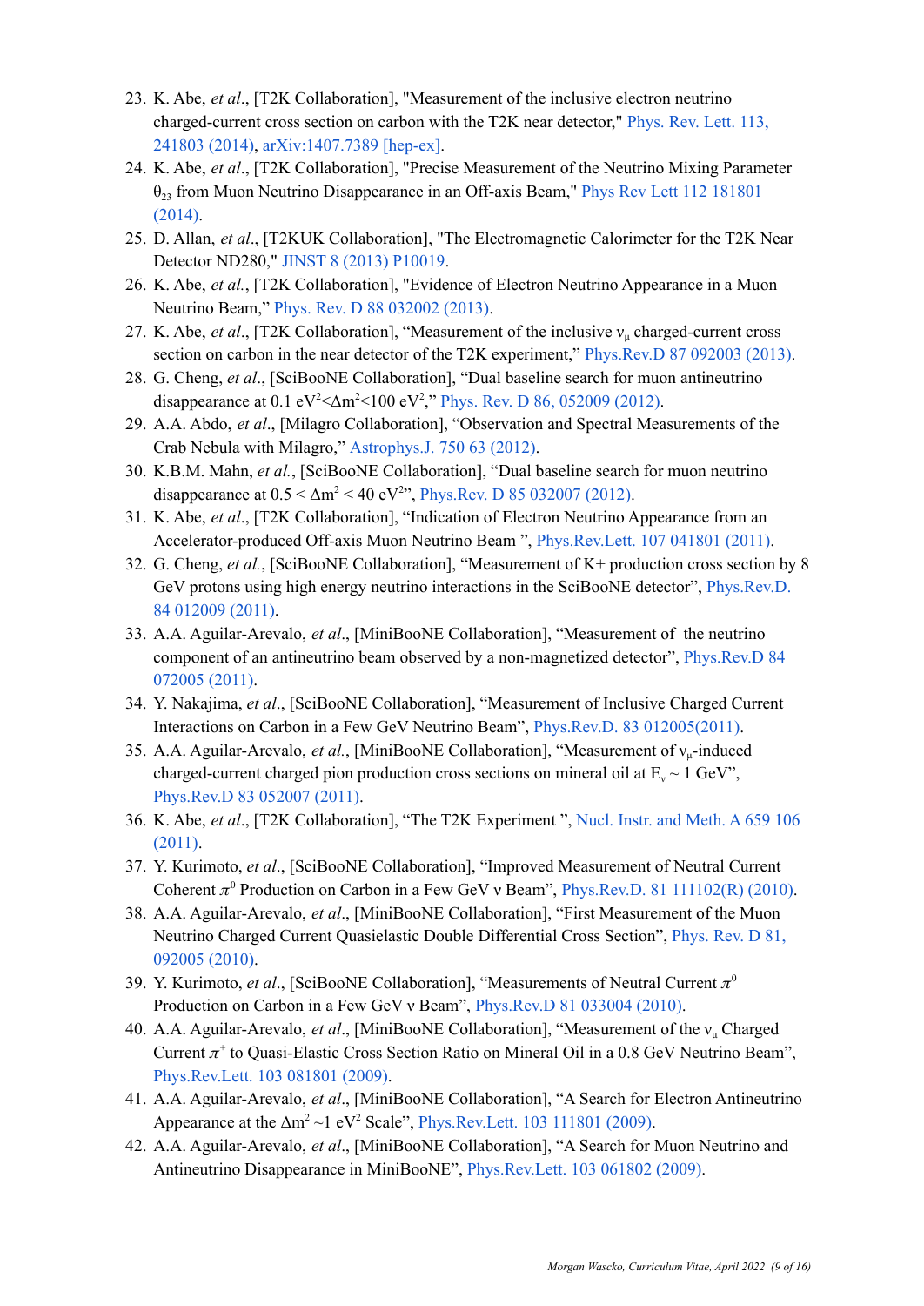23. K. Abe, *et al*., [T2K Collaboration], "Measurement of the inclusive electron neutrino charged-current cross section on carbon with the T2K near detector," Phys. Rev. Lett. 113, 241803 (2014), arXiv:1407.7389 [hep-ex].
24. K. Abe, *et al*., [T2K Collaboration], "Precise Measurement of the Neutrino Mixing Parameter $\theta_{23}$ from Muon Neutrino Disappearance in an Off-axis Beam," Phys Rev Lett 112 181801 (2014).
25. D. Allan, *et al*., [T2KUK Collaboration], "The Electromagnetic Calorimeter for the T2K Near Detector ND280," JINST 8 (2013) P10019.
26. K. Abe, *et al*., [T2K Collaboration], "Evidence of Electron Neutrino Appearance in a Muon Neutrino Beam," Phys. Rev. D 88 032002 (2013).
27. K. Abe, *et al*., [T2K Collaboration], "Measurement of the inclusive $\nu_\mu$ charged-current cross section on carbon in the near detector of the T2K experiment," Phys.Rev.D 87 092003 (2013).
28. G. Cheng, *et al*., [SciBooNE Collaboration], "Dual baseline search for muon antineutrino disappearance at 0.1 $eV^2 < \Delta m^2 < 100$ $eV^2$," Phys. Rev. D 86, 052009 (2012).
29. A.A. Abdo, *et al*., [Milagro Collaboration], "Observation and Spectral Measurements of the Crab Nebula with Milagro," Astrophys.J. 750 63 (2012).
30. K.B.M. Mahn, *et al.*, [SciBooNE Collaboration], "Dual baseline search for muon neutrino disappearance at $0.5 < \Delta m^2 < 40$ $eV^2$", Phys.Rev. D 85 032007 (2012).
31. K. Abe, *et al*., [T2K Collaboration], "Indication of Electron Neutrino Appearance from an Accelerator-produced Off-axis Muon Neutrino Beam ", Phys.Rev.Lett. 107 041801 (2011).
32. G. Cheng, *et al.*, [SciBooNE Collaboration], "Measurement of K+ production cross section by 8 GeV protons using high energy neutrino interactions in the SciBooNE detector", Phys.Rev.D. 84 012009 (2011).
33. A.A. Aguilar-Arevalo, *et al*., [MiniBooNE Collaboration], "Measurement of the neutrino component of an antineutrino beam observed by a non-magnetized detector", Phys.Rev.D 84 072005 (2011).
34. Y. Nakajima, *et al*., [SciBooNE Collaboration], "Measurement of Inclusive Charged Current Interactions on Carbon in a Few GeV Neutrino Beam", Phys.Rev.D. 83 012005(2011).
35. A.A. Aguilar-Arevalo, *et al.*, [MiniBooNE Collaboration], "Measurement of $\nu_\mu$-induced charged-current charged pion production cross sections on mineral oil at $E_\nu \sim 1$ GeV", Phys.Rev.D 83 052007 (2011).
36. K. Abe, *et al*., [T2K Collaboration], "The T2K Experiment ", Nucl. Instr. and Meth. A 659 106 (2011).
37. Y. Kurimoto, *et al*., [SciBooNE Collaboration], "Improved Measurement of Neutral Current Coherent $\pi^0$ Production on Carbon in a Few GeV ν Beam", Phys.Rev.D. 81 111102(R) (2010).
38. A.A. Aguilar-Arevalo, *et al*., [MiniBooNE Collaboration], "First Measurement of the Muon Neutrino Charged Current Quasielastic Double Differential Cross Section", Phys. Rev. D 81, 092005 (2010).
39. Y. Kurimoto, *et al*., [SciBooNE Collaboration], "Measurements of Neutral Current $\pi^0$ Production on Carbon in a Few GeV ν Beam", Phys.Rev.D 81 033004 (2010).
40. A.A. Aguilar-Arevalo, *et al*., [MiniBooNE Collaboration], "Measurement of the $\nu_\mu$ Charged Current $\pi^+$ to Quasi-Elastic Cross Section Ratio on Mineral Oil in a 0.8 GeV Neutrino Beam", Phys.Rev.Lett. 103 081801 (2009).
41. A.A. Aguilar-Arevalo, *et al*., [MiniBooNE Collaboration], "A Search for Electron Antineutrino Appearance at the $\Delta m^2 \sim 1$ $eV^2$ Scale", Phys.Rev.Lett. 103 111801 (2009).
42. A.A. Aguilar-Arevalo, *et al*., [MiniBooNE Collaboration], "A Search for Muon Neutrino and Antineutrino Disappearance in MiniBooNE", Phys.Rev.Lett. 103 061802 (2009).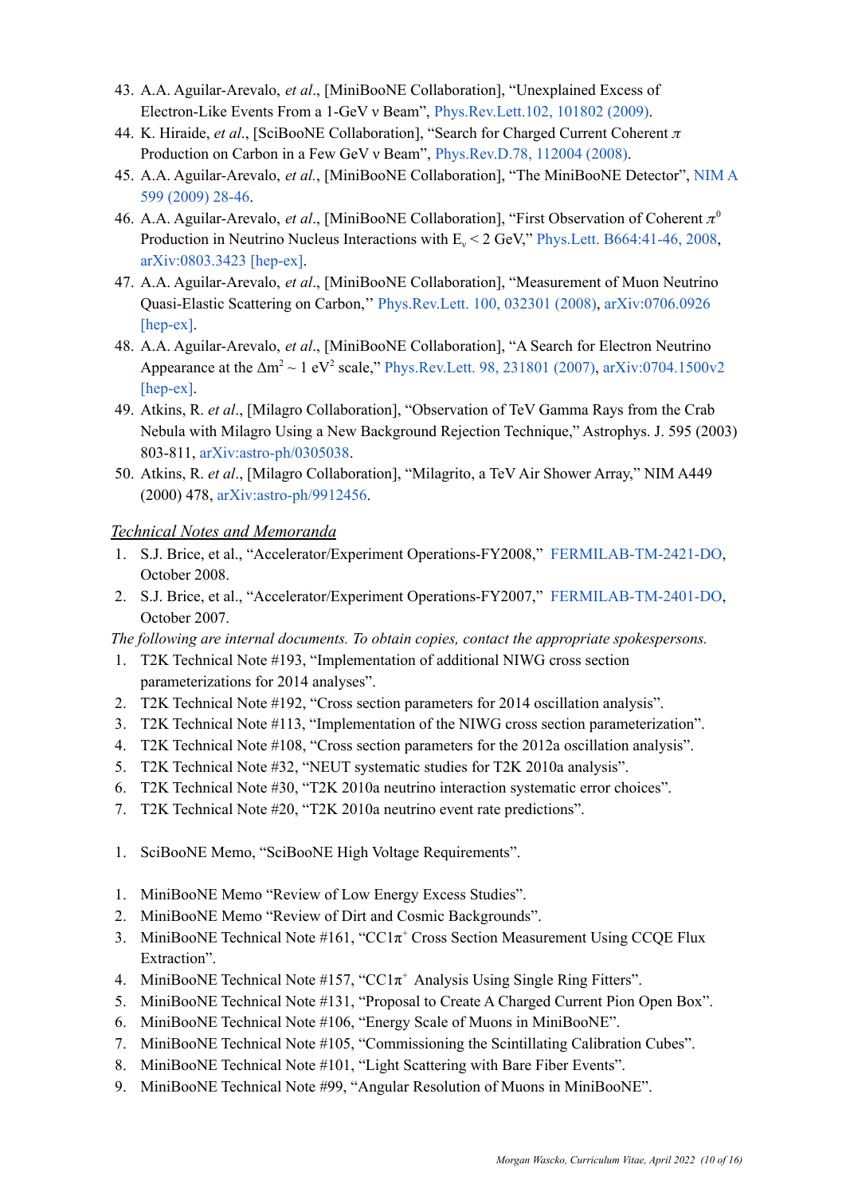43. A.A. Aguilar-Arevalo, *et al*., [MiniBooNE Collaboration], "Unexplained Excess of Electron-Like Events From a 1-GeV ν Beam", Phys.Rev.Lett.102, 101802 (2009).
44. K. Hiraide, *et al*., [SciBooNE Collaboration], "Search for Charged Current Coherent $\pi$ Production on Carbon in a Few GeV ν Beam", Phys.Rev.D.78, 112004 (2008).
45. A.A. Aguilar-Arevalo, *et al*., [MiniBooNE Collaboration], "The MiniBooNE Detector", NIM A 599 (2009) 28-46.
46. A.A. Aguilar-Arevalo, *et al*., [MiniBooNE Collaboration], "First Observation of Coherent $\pi^0$ Production in Neutrino Nucleus Interactions with $E_\nu$ < 2 GeV," Phys.Lett. B664:41-46, 2008, arXiv:0803.3423 [hep-ex].
47. A.A. Aguilar-Arevalo, *et al*., [MiniBooNE Collaboration], "Measurement of Muon Neutrino Quasi-Elastic Scattering on Carbon,'' Phys.Rev.Lett. 100, 032301 (2008), arXiv:0706.0926 [hep-ex].
48. A.A. Aguilar-Arevalo, *et al*., [MiniBooNE Collaboration], "A Search for Electron Neutrino Appearance at the $\Delta m^2 \sim 1$ eV$^2$ scale," Phys.Rev.Lett. 98, 231801 (2007), arXiv:0704.1500v2 [hep-ex].
49. Atkins, R. *et al*., [Milagro Collaboration], "Observation of TeV Gamma Rays from the Crab Nebula with Milagro Using a New Background Rejection Technique," Astrophys. J. 595 (2003) 803-811, arXiv:astro-ph/0305038.
50. Atkins, R. *et al*., [Milagro Collaboration], "Milagrito, a TeV Air Shower Array," NIM A449 (2000) 478, arXiv:astro-ph/9912456.

## *Technical Notes and Memoranda*

1. S.J. Brice, et al., "Accelerator/Experiment Operations-FY2008," FERMILAB-TM-2421-DO, October 2008.
2. S.J. Brice, et al., "Accelerator/Experiment Operations-FY2007," FERMILAB-TM-2401-DO, October 2007.

*The following are internal documents. To obtain copies, contact the appropriate spokespersons.*

1. T2K Technical Note #193, "Implementation of additional NIWG cross section parameterizations for 2014 analyses".
2. T2K Technical Note #192, "Cross section parameters for 2014 oscillation analysis".
3. T2K Technical Note #113, "Implementation of the NIWG cross section parameterization".
4. T2K Technical Note #108, "Cross section parameters for the 2012a oscillation analysis".
5. T2K Technical Note #32, "NEUT systematic studies for T2K 2010a analysis".
6. T2K Technical Note #30, "T2K 2010a neutrino interaction systematic error choices".
7. T2K Technical Note #20, "T2K 2010a neutrino event rate predictions".

1. SciBooNE Memo, "SciBooNE High Voltage Requirements".

1. MiniBooNE Memo "Review of Low Energy Excess Studies".
2. MiniBooNE Memo "Review of Dirt and Cosmic Backgrounds".
3. MiniBooNE Technical Note #161, "CC1$\pi^+$ Cross Section Measurement Using CCQE Flux Extraction".
4. MiniBooNE Technical Note #157, "CC1$\pi^+$ Analysis Using Single Ring Fitters".
5. MiniBooNE Technical Note #131, "Proposal to Create A Charged Current Pion Open Box".
6. MiniBooNE Technical Note #106, "Energy Scale of Muons in MiniBooNE".
7. MiniBooNE Technical Note #105, "Commissioning the Scintillating Calibration Cubes".
8. MiniBooNE Technical Note #101, "Light Scattering with Bare Fiber Events".
9. MiniBooNE Technical Note #99, "Angular Resolution of Muons in MiniBooNE".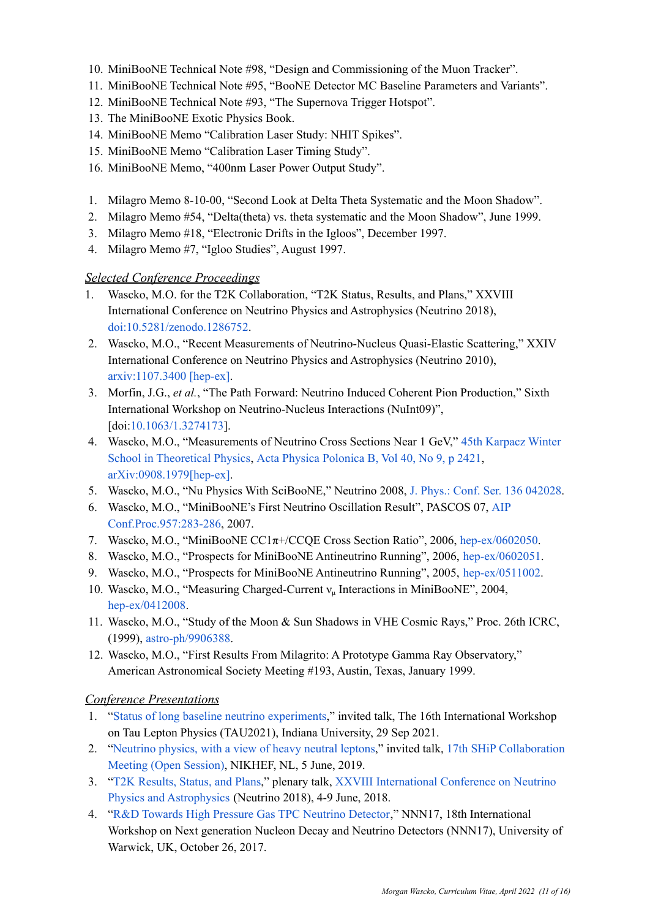10. MiniBooNE Technical Note #98, "Design and Commissioning of the Muon Tracker".
11. MiniBooNE Technical Note #95, "BooNE Detector MC Baseline Parameters and Variants".
12. MiniBooNE Technical Note #93, "The Supernova Trigger Hotspot".
13. The MiniBooNE Exotic Physics Book.
14. MiniBooNE Memo "Calibration Laser Study: NHIT Spikes".
15. MiniBooNE Memo "Calibration Laser Timing Study".
16. MiniBooNE Memo, "400nm Laser Power Output Study".

1. Milagro Memo 8-10-00, "Second Look at Delta Theta Systematic and the Moon Shadow".
2. Milagro Memo #54, "Delta(theta) vs. theta systematic and the Moon Shadow", June 1999.
3. Milagro Memo #18, "Electronic Drifts in the Igloos", December 1997.
4. Milagro Memo #7, "Igloo Studies", August 1997.

*Selected Conference Proceedings*

1. Wascko, M.O. for the T2K Collaboration, "T2K Status, Results, and Plans," XXVIII International Conference on Neutrino Physics and Astrophysics (Neutrino 2018), doi:10.5281/zenodo.1286752.
2. Wascko, M.O., "Recent Measurements of Neutrino-Nucleus Quasi-Elastic Scattering," XXIV International Conference on Neutrino Physics and Astrophysics (Neutrino 2010), arxiv:1107.3400 [hep-ex].
3. Morfin, J.G., *et al.*, "The Path Forward: Neutrino Induced Coherent Pion Production," Sixth International Workshop on Neutrino-Nucleus Interactions (NuInt09)", [doi:10.1063/1.3274173].
4. Wascko, M.O., "Measurements of Neutrino Cross Sections Near 1 GeV," 45th Karpacz Winter School in Theoretical Physics, Acta Physica Polonica B, Vol 40, No 9, p 2421, arXiv:0908.1979[hep-ex].
5. Wascko, M.O., "Nu Physics With SciBooNE," Neutrino 2008, J. Phys.: Conf. Ser. 136 042028.
6. Wascko, M.O., "MiniBooNE's First Neutrino Oscillation Result", PASCOS 07, AIP Conf.Proc.957:283-286, 2007.
7. Wascko, M.O., "MiniBooNE CC1$\pi$+/CCQE Cross Section Ratio", 2006, hep-ex/0602050.
8. Wascko, M.O., "Prospects for MiniBooNE Antineutrino Running", 2006, hep-ex/0602051.
9. Wascko, M.O., "Prospects for MiniBooNE Antineutrino Running", 2005, hep-ex/0511002.
10. Wascko, M.O., "Measuring Charged-Current $\nu_\mu$ Interactions in MiniBooNE", 2004, hep-ex/0412008.
11. Wascko, M.O., "Study of the Moon & Sun Shadows in VHE Cosmic Rays," Proc. 26th ICRC, (1999), astro-ph/9906388.
12. Wascko, M.O., "First Results From Milagrito: A Prototype Gamma Ray Observatory," American Astronomical Society Meeting #193, Austin, Texas, January 1999.

*Conference Presentations*

1. "Status of long baseline neutrino experiments," invited talk, The 16th International Workshop on Tau Lepton Physics (TAU2021), Indiana University, 29 Sep 2021.
2. "Neutrino physics, with a view of heavy neutral leptons," invited talk, 17th SHiP Collaboration Meeting (Open Session), NIKHEF, NL, 5 June, 2019.
3. "T2K Results, Status, and Plans," plenary talk, XXVIII International Conference on Neutrino Physics and Astrophysics (Neutrino 2018), 4-9 June, 2018.
4. "R&D Towards High Pressure Gas TPC Neutrino Detector," NNN17, 18th International Workshop on Next generation Nucleon Decay and Neutrino Detectors (NNN17), University of Warwick, UK, October 26, 2017.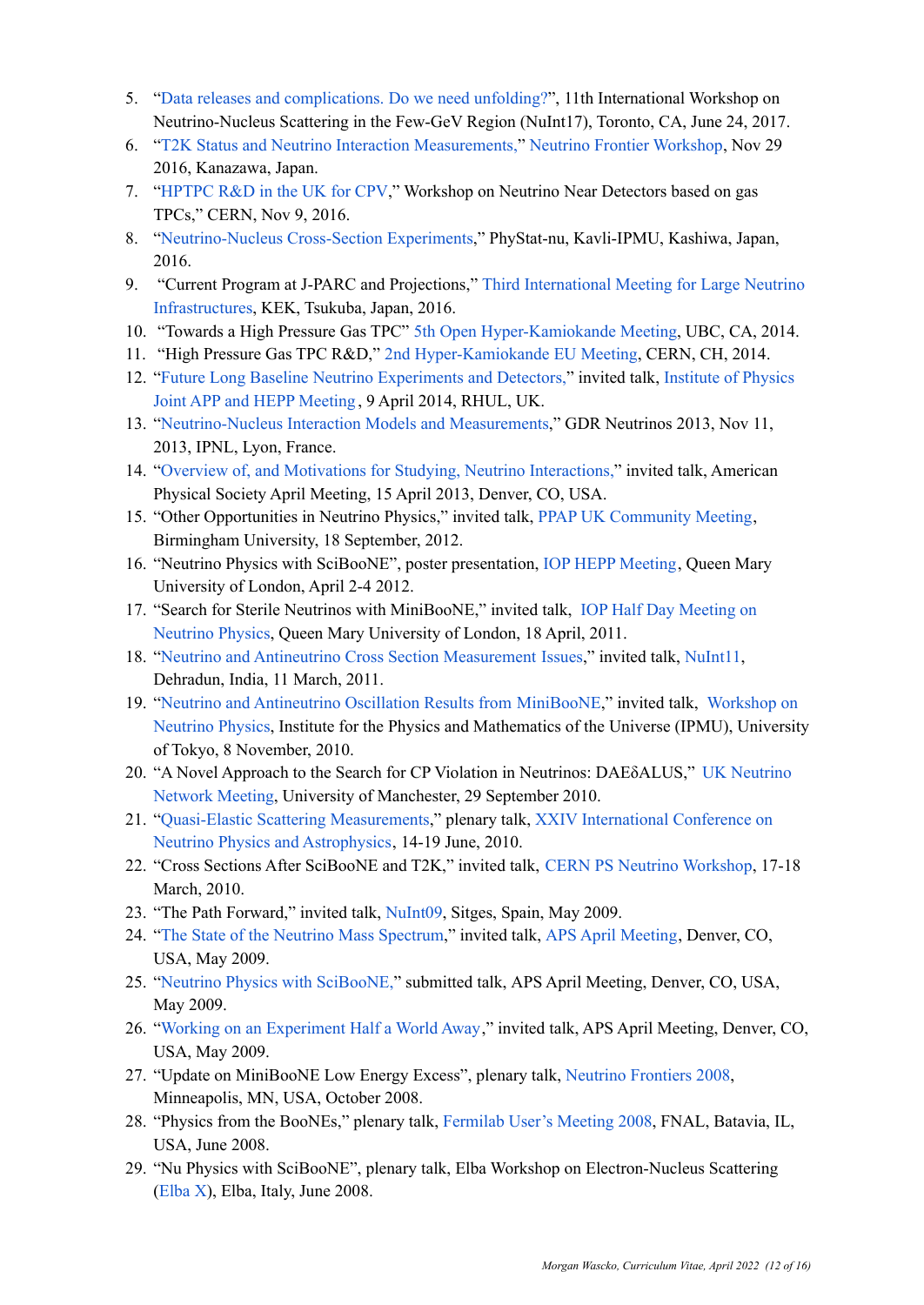5. "Data releases and complications. Do we need unfolding?", 11th International Workshop on Neutrino-Nucleus Scattering in the Few-GeV Region (NuInt17), Toronto, CA, June 24, 2017.
6. "T2K Status and Neutrino Interaction Measurements," Neutrino Frontier Workshop, Nov 29 2016, Kanazawa, Japan.
7. "HPTPC R&D in the UK for CPV," Workshop on Neutrino Near Detectors based on gas TPCs," CERN, Nov 9, 2016.
8. "Neutrino-Nucleus Cross-Section Experiments," PhyStat-nu, Kavli-IPMU, Kashiwa, Japan, 2016.
9. "Current Program at J-PARC and Projections," Third International Meeting for Large Neutrino Infrastructures, KEK, Tsukuba, Japan, 2016.
10. "Towards a High Pressure Gas TPC" 5th Open Hyper-Kamiokande Meeting, UBC, CA, 2014.
11. "High Pressure Gas TPC R&D," 2nd Hyper-Kamiokande EU Meeting, CERN, CH, 2014.
12. "Future Long Baseline Neutrino Experiments and Detectors," invited talk, Institute of Physics Joint APP and HEPP Meeting, 9 April 2014, RHUL, UK.
13. "Neutrino-Nucleus Interaction Models and Measurements," GDR Neutrinos 2013, Nov 11, 2013, IPNL, Lyon, France.
14. "Overview of, and Motivations for Studying, Neutrino Interactions," invited talk, American Physical Society April Meeting, 15 April 2013, Denver, CO, USA.
15. "Other Opportunities in Neutrino Physics," invited talk, PPAP UK Community Meeting, Birmingham University, 18 September, 2012.
16. "Neutrino Physics with SciBooNE", poster presentation, IOP HEPP Meeting, Queen Mary University of London, April 2-4 2012.
17. "Search for Sterile Neutrinos with MiniBooNE," invited talk, IOP Half Day Meeting on Neutrino Physics, Queen Mary University of London, 18 April, 2011.
18. "Neutrino and Antineutrino Cross Section Measurement Issues," invited talk, NuInt11, Dehradun, India, 11 March, 2011.
19. "Neutrino and Antineutrino Oscillation Results from MiniBooNE," invited talk, Workshop on Neutrino Physics, Institute for the Physics and Mathematics of the Universe (IPMU), University of Tokyo, 8 November, 2010.
20. "A Novel Approach to the Search for CP Violation in Neutrinos: DAEδALUS," UK Neutrino Network Meeting, University of Manchester, 29 September 2010.
21. "Quasi-Elastic Scattering Measurements," plenary talk, XXIV International Conference on Neutrino Physics and Astrophysics, 14-19 June, 2010.
22. "Cross Sections After SciBooNE and T2K," invited talk, CERN PS Neutrino Workshop, 17-18 March, 2010.
23. "The Path Forward," invited talk, NuInt09, Sitges, Spain, May 2009.
24. "The State of the Neutrino Mass Spectrum," invited talk, APS April Meeting, Denver, CO, USA, May 2009.
25. "Neutrino Physics with SciBooNE," submitted talk, APS April Meeting, Denver, CO, USA, May 2009.
26. "Working on an Experiment Half a World Away," invited talk, APS April Meeting, Denver, CO, USA, May 2009.
27. "Update on MiniBooNE Low Energy Excess", plenary talk, Neutrino Frontiers 2008, Minneapolis, MN, USA, October 2008.
28. "Physics from the BooNEs," plenary talk, Fermilab User's Meeting 2008, FNAL, Batavia, IL, USA, June 2008.
29. "Nu Physics with SciBooNE", plenary talk, Elba Workshop on Electron-Nucleus Scattering (Elba X), Elba, Italy, June 2008.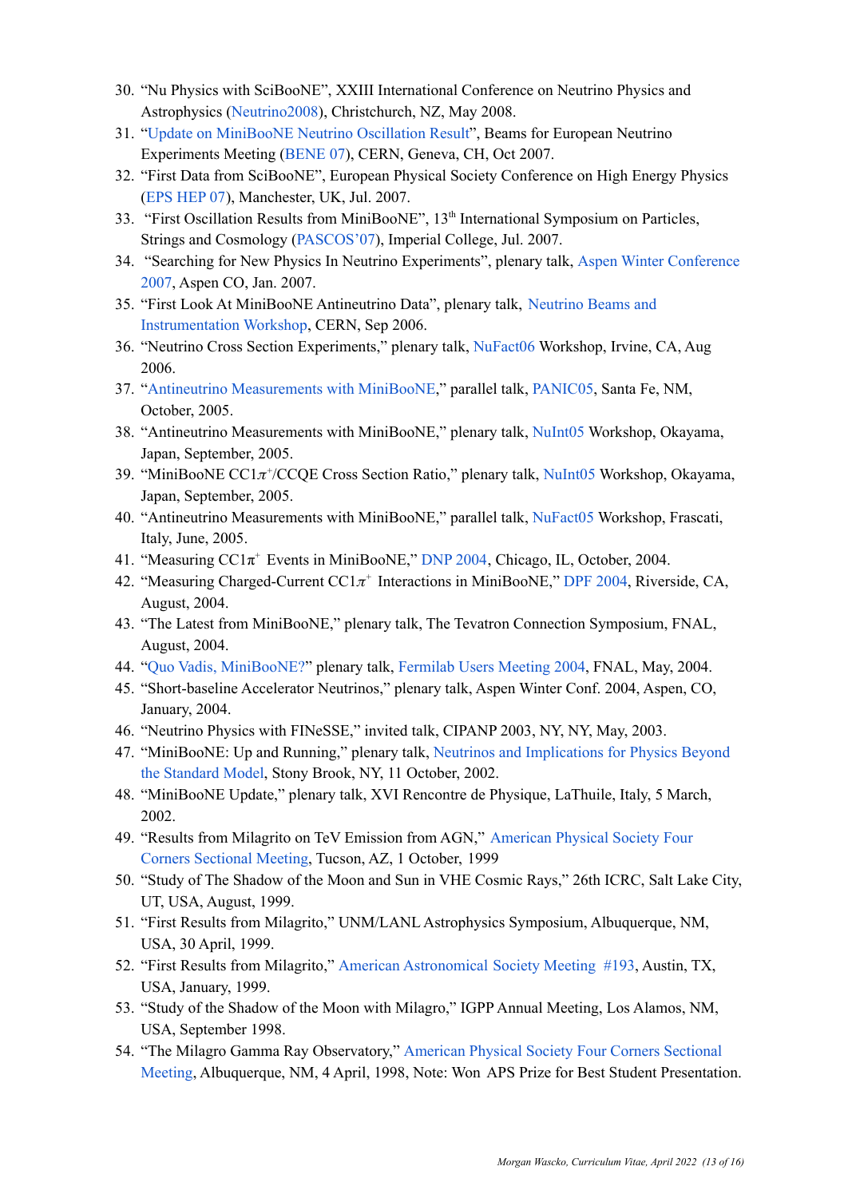30. "Nu Physics with SciBooNE", XXIII International Conference on Neutrino Physics and Astrophysics (Neutrino2008), Christchurch, NZ, May 2008.
31. "Update on MiniBooNE Neutrino Oscillation Result", Beams for European Neutrino Experiments Meeting (BENE 07), CERN, Geneva, CH, Oct 2007.
32. "First Data from SciBooNE", European Physical Society Conference on High Energy Physics (EPS HEP 07), Manchester, UK, Jul. 2007.
33. "First Oscillation Results from MiniBooNE", 13th International Symposium on Particles, Strings and Cosmology (PASCOS'07), Imperial College, Jul. 2007.
34. "Searching for New Physics In Neutrino Experiments", plenary talk, Aspen Winter Conference 2007, Aspen CO, Jan. 2007.
35. "First Look At MiniBooNE Antineutrino Data", plenary talk, Neutrino Beams and Instrumentation Workshop, CERN, Sep 2006.
36. "Neutrino Cross Section Experiments," plenary talk, NuFact06 Workshop, Irvine, CA, Aug 2006.
37. "Antineutrino Measurements with MiniBooNE," parallel talk, PANIC05, Santa Fe, NM, October, 2005.
38. "Antineutrino Measurements with MiniBooNE," plenary talk, NuInt05 Workshop, Okayama, Japan, September, 2005.
39. "MiniBooNE CC1$\pi^+$/CCQE Cross Section Ratio," plenary talk, NuInt05 Workshop, Okayama, Japan, September, 2005.
40. "Antineutrino Measurements with MiniBooNE," parallel talk, NuFact05 Workshop, Frascati, Italy, June, 2005.
41. "Measuring CC1$\pi^+$ Events in MiniBooNE," DNP 2004, Chicago, IL, October, 2004.
42. "Measuring Charged-Current CC1$\pi^+$ Interactions in MiniBooNE," DPF 2004, Riverside, CA, August, 2004.
43. "The Latest from MiniBooNE," plenary talk, The Tevatron Connection Symposium, FNAL, August, 2004.
44. "Quo Vadis, MiniBooNE?" plenary talk, Fermilab Users Meeting 2004, FNAL, May, 2004.
45. "Short-baseline Accelerator Neutrinos," plenary talk, Aspen Winter Conf. 2004, Aspen, CO, January, 2004.
46. "Neutrino Physics with FINeSSE," invited talk, CIPANP 2003, NY, NY, May, 2003.
47. "MiniBooNE: Up and Running," plenary talk, Neutrinos and Implications for Physics Beyond the Standard Model, Stony Brook, NY, 11 October, 2002.
48. "MiniBooNE Update," plenary talk, XVI Rencontre de Physique, LaThuile, Italy, 5 March, 2002.
49. "Results from Milagrito on TeV Emission from AGN," American Physical Society Four Corners Sectional Meeting, Tucson, AZ, 1 October, 1999
50. "Study of The Shadow of the Moon and Sun in VHE Cosmic Rays," 26th ICRC, Salt Lake City, UT, USA, August, 1999.
51. "First Results from Milagrito," UNM/LANL Astrophysics Symposium, Albuquerque, NM, USA, 30 April, 1999.
52. "First Results from Milagrito," American Astronomical Society Meeting #193, Austin, TX, USA, January, 1999.
53. "Study of the Shadow of the Moon with Milagro," IGPP Annual Meeting, Los Alamos, NM, USA, September 1998.
54. "The Milagro Gamma Ray Observatory," American Physical Society Four Corners Sectional Meeting, Albuquerque, NM, 4 April, 1998, Note: Won APS Prize for Best Student Presentation.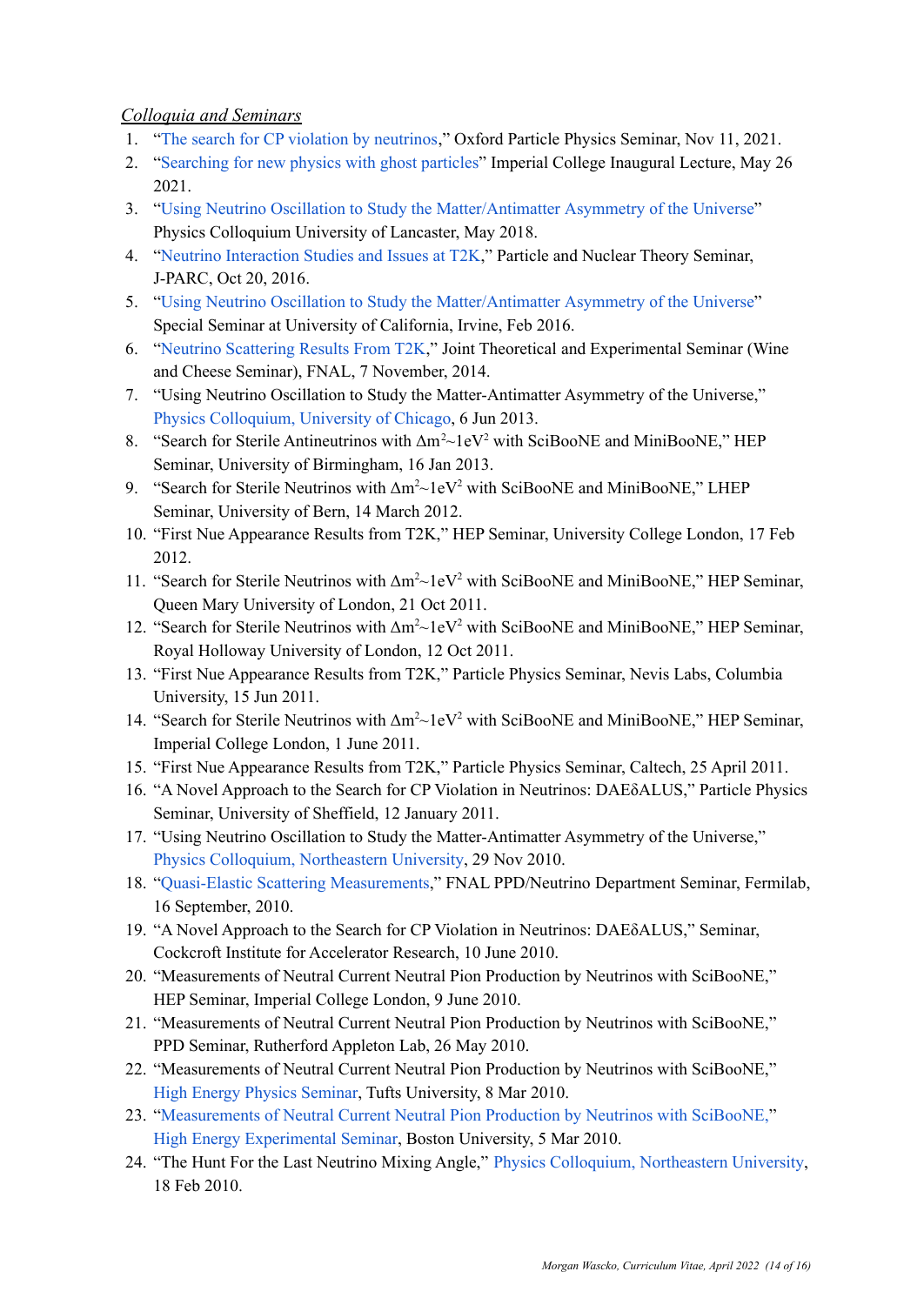*Colloquia and Seminars*

1. "The search for CP violation by neutrinos," Oxford Particle Physics Seminar, Nov 11, 2021.
2. "Searching for new physics with ghost particles" Imperial College Inaugural Lecture, May 26 2021.
3. "Using Neutrino Oscillation to Study the Matter/Antimatter Asymmetry of the Universe" Physics Colloquium University of Lancaster, May 2018.
4. "Neutrino Interaction Studies and Issues at T2K," Particle and Nuclear Theory Seminar, J-PARC, Oct 20, 2016.
5. "Using Neutrino Oscillation to Study the Matter/Antimatter Asymmetry of the Universe" Special Seminar at University of California, Irvine, Feb 2016.
6. "Neutrino Scattering Results From T2K," Joint Theoretical and Experimental Seminar (Wine and Cheese Seminar), FNAL, 7 November, 2014.
7. "Using Neutrino Oscillation to Study the Matter-Antimatter Asymmetry of the Universe," Physics Colloquium, University of Chicago, 6 Jun 2013.
8. "Search for Sterile Antineutrinos with $\Delta m^2 \sim 1eV^2$ with SciBooNE and MiniBooNE," HEP Seminar, University of Birmingham, 16 Jan 2013.
9. "Search for Sterile Neutrinos with $\Delta m^2 \sim 1eV^2$ with SciBooNE and MiniBooNE," LHEP Seminar, University of Bern, 14 March 2012.
10. "First Nue Appearance Results from T2K," HEP Seminar, University College London, 17 Feb 2012.
11. "Search for Sterile Neutrinos with $\Delta m^2 \sim 1eV^2$ with SciBooNE and MiniBooNE," HEP Seminar, Queen Mary University of London, 21 Oct 2011.
12. "Search for Sterile Neutrinos with $\Delta m^2 \sim 1eV^2$ with SciBooNE and MiniBooNE," HEP Seminar, Royal Holloway University of London, 12 Oct 2011.
13. "First Nue Appearance Results from T2K," Particle Physics Seminar, Nevis Labs, Columbia University, 15 Jun 2011.
14. "Search for Sterile Neutrinos with $\Delta m^2 \sim 1eV^2$ with SciBooNE and MiniBooNE," HEP Seminar, Imperial College London, 1 June 2011.
15. "First Nue Appearance Results from T2K," Particle Physics Seminar, Caltech, 25 April 2011.
16. "A Novel Approach to the Search for CP Violation in Neutrinos: DAEδALUS," Particle Physics Seminar, University of Sheffield, 12 January 2011.
17. "Using Neutrino Oscillation to Study the Matter-Antimatter Asymmetry of the Universe," Physics Colloquium, Northeastern University, 29 Nov 2010.
18. "Quasi-Elastic Scattering Measurements," FNAL PPD/Neutrino Department Seminar, Fermilab, 16 September, 2010.
19. "A Novel Approach to the Search for CP Violation in Neutrinos: DAEδALUS," Seminar, Cockcroft Institute for Accelerator Research, 10 June 2010.
20. "Measurements of Neutral Current Neutral Pion Production by Neutrinos with SciBooNE," HEP Seminar, Imperial College London, 9 June 2010.
21. "Measurements of Neutral Current Neutral Pion Production by Neutrinos with SciBooNE," PPD Seminar, Rutherford Appleton Lab, 26 May 2010.
22. "Measurements of Neutral Current Neutral Pion Production by Neutrinos with SciBooNE," High Energy Physics Seminar, Tufts University, 8 Mar 2010.
23. "Measurements of Neutral Current Neutral Pion Production by Neutrinos with SciBooNE," High Energy Experimental Seminar, Boston University, 5 Mar 2010.
24. "The Hunt For the Last Neutrino Mixing Angle," Physics Colloquium, Northeastern University, 18 Feb 2010.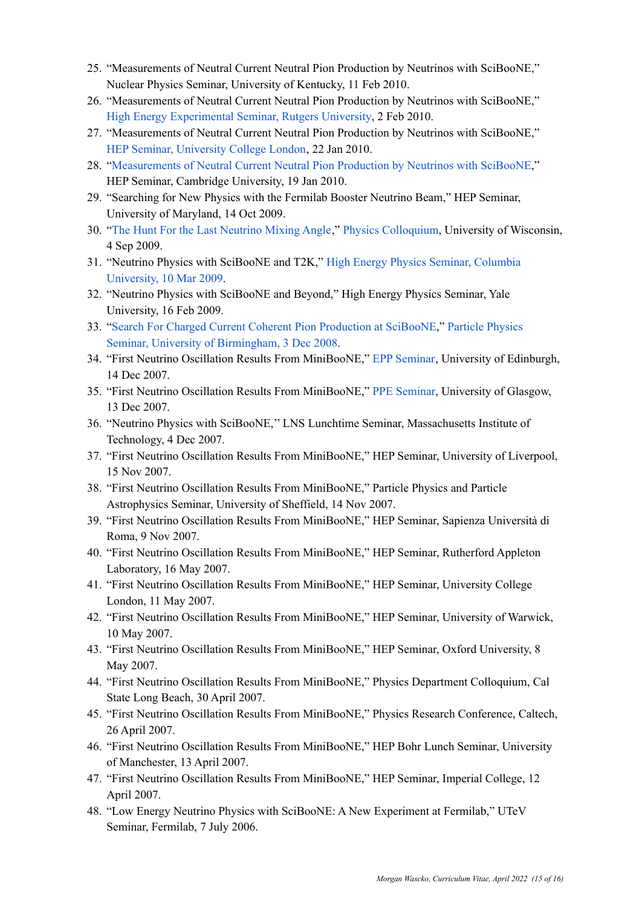25. "Measurements of Neutral Current Neutral Pion Production by Neutrinos with SciBooNE," Nuclear Physics Seminar, University of Kentucky, 11 Feb 2010.
26. "Measurements of Neutral Current Neutral Pion Production by Neutrinos with SciBooNE," High Energy Experimental Seminar, Rutgers University, 2 Feb 2010.
27. "Measurements of Neutral Current Neutral Pion Production by Neutrinos with SciBooNE," HEP Seminar, University College London, 22 Jan 2010.
28. "Measurements of Neutral Current Neutral Pion Production by Neutrinos with SciBooNE," HEP Seminar, Cambridge University, 19 Jan 2010.
29. "Searching for New Physics with the Fermilab Booster Neutrino Beam," HEP Seminar, University of Maryland, 14 Oct 2009.
30. "The Hunt For the Last Neutrino Mixing Angle," Physics Colloquium, University of Wisconsin, 4 Sep 2009.
31. "Neutrino Physics with SciBooNE and T2K," High Energy Physics Seminar, Columbia University, 10 Mar 2009.
32. "Neutrino Physics with SciBooNE and Beyond," High Energy Physics Seminar, Yale University, 16 Feb 2009.
33. "Search For Charged Current Coherent Pion Production at SciBooNE," Particle Physics Seminar, University of Birmingham, 3 Dec 2008.
34. "First Neutrino Oscillation Results From MiniBooNE," EPP Seminar, University of Edinburgh, 14 Dec 2007.
35. "First Neutrino Oscillation Results From MiniBooNE," PPE Seminar, University of Glasgow, 13 Dec 2007.
36. "Neutrino Physics with SciBooNE," LNS Lunchtime Seminar, Massachusetts Institute of Technology, 4 Dec 2007.
37. "First Neutrino Oscillation Results From MiniBooNE," HEP Seminar, University of Liverpool, 15 Nov 2007.
38. "First Neutrino Oscillation Results From MiniBooNE," Particle Physics and Particle Astrophysics Seminar, University of Sheffield, 14 Nov 2007.
39. "First Neutrino Oscillation Results From MiniBooNE," HEP Seminar, Sapienza Università di Roma, 9 Nov 2007.
40. "First Neutrino Oscillation Results From MiniBooNE," HEP Seminar, Rutherford Appleton Laboratory, 16 May 2007.
41. "First Neutrino Oscillation Results From MiniBooNE," HEP Seminar, University College London, 11 May 2007.
42. "First Neutrino Oscillation Results From MiniBooNE," HEP Seminar, University of Warwick, 10 May 2007.
43. "First Neutrino Oscillation Results From MiniBooNE," HEP Seminar, Oxford University, 8 May 2007.
44. "First Neutrino Oscillation Results From MiniBooNE," Physics Department Colloquium, Cal State Long Beach, 30 April 2007.
45. "First Neutrino Oscillation Results From MiniBooNE," Physics Research Conference, Caltech, 26 April 2007.
46. "First Neutrino Oscillation Results From MiniBooNE," HEP Bohr Lunch Seminar, University of Manchester, 13 April 2007.
47. "First Neutrino Oscillation Results From MiniBooNE," HEP Seminar, Imperial College, 12 April 2007.
48. "Low Energy Neutrino Physics with SciBooNE: A New Experiment at Fermilab," UTeV Seminar, Fermilab, 7 July 2006.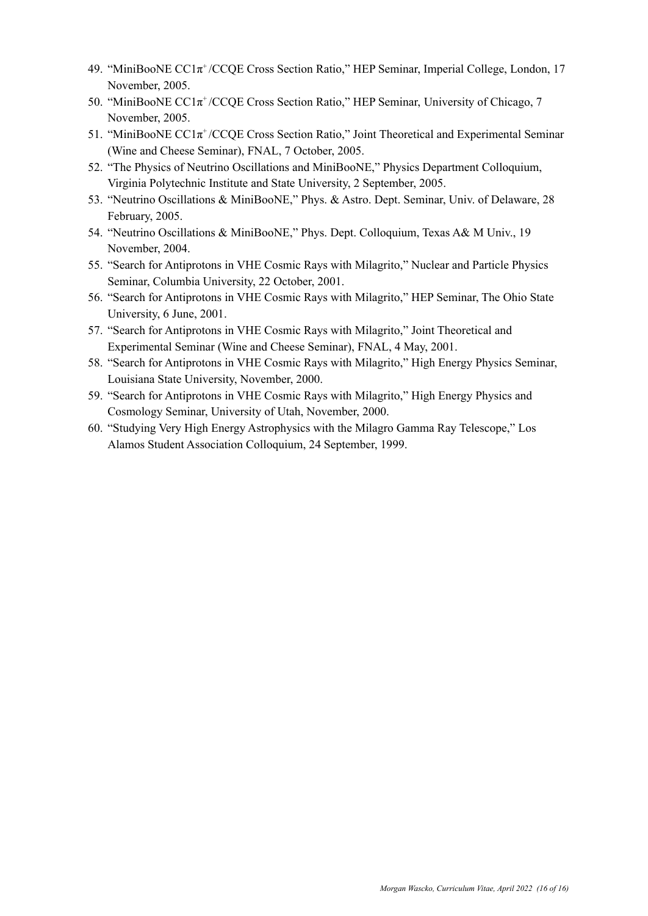49. "MiniBooNE CC1$\pi^+$/CCQE Cross Section Ratio," HEP Seminar, Imperial College, London, 17 November, 2005.
50. "MiniBooNE CC1$\pi^+$/CCQE Cross Section Ratio," HEP Seminar, University of Chicago, 7 November, 2005.
51. "MiniBooNE CC1$\pi^+$/CCQE Cross Section Ratio," Joint Theoretical and Experimental Seminar (Wine and Cheese Seminar), FNAL, 7 October, 2005.
52. "The Physics of Neutrino Oscillations and MiniBooNE," Physics Department Colloquium, Virginia Polytechnic Institute and State University, 2 September, 2005.
53. "Neutrino Oscillations & MiniBooNE," Phys. & Astro. Dept. Seminar, Univ. of Delaware, 28 February, 2005.
54. "Neutrino Oscillations & MiniBooNE," Phys. Dept. Colloquium, Texas A& M Univ., 19 November, 2004.
55. "Search for Antiprotons in VHE Cosmic Rays with Milagrito," Nuclear and Particle Physics Seminar, Columbia University, 22 October, 2001.
56. "Search for Antiprotons in VHE Cosmic Rays with Milagrito," HEP Seminar, The Ohio State University, 6 June, 2001.
57. "Search for Antiprotons in VHE Cosmic Rays with Milagrito," Joint Theoretical and Experimental Seminar (Wine and Cheese Seminar), FNAL, 4 May, 2001.
58. "Search for Antiprotons in VHE Cosmic Rays with Milagrito," High Energy Physics Seminar, Louisiana State University, November, 2000.
59. "Search for Antiprotons in VHE Cosmic Rays with Milagrito," High Energy Physics and Cosmology Seminar, University of Utah, November, 2000.
60. "Studying Very High Energy Astrophysics with the Milagro Gamma Ray Telescope," Los Alamos Student Association Colloquium, 24 September, 1999.